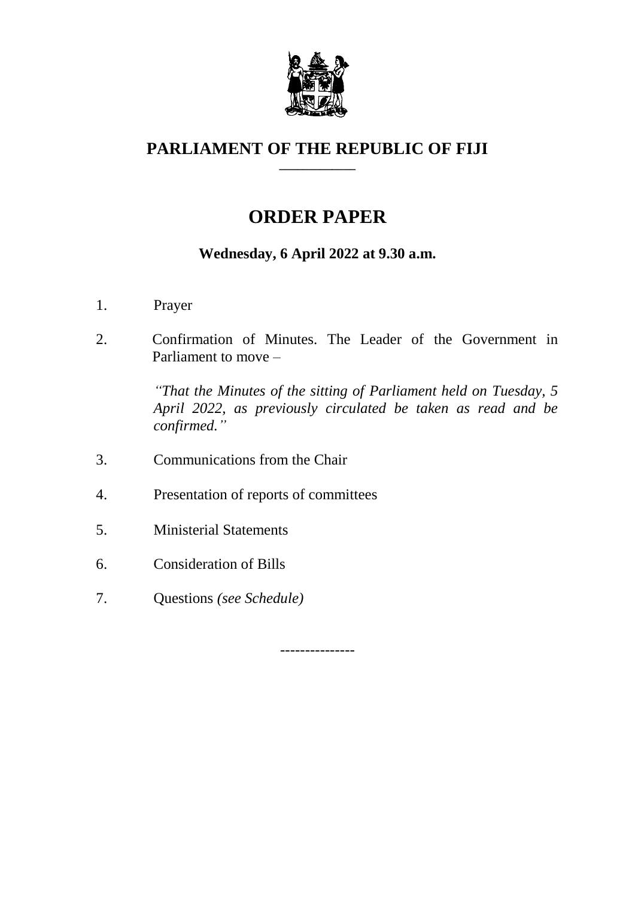# PARLIAMENT OF THE REPUBLIC OF FIJI

## ORDER PAPER

**Wednesday, 6 April 2022 at 9.30 a.m.**

1. Prayer

2. Confirmation of Minutes. The Leader of the Government in Parliament to move –

   *"That the Minutes of the sitting of Parliament held on Tuesday, 5 April 2022, as previously circulated be taken as read and be confirmed."*

3. Communications from the Chair

4. Presentation of reports of committees

5. Ministerial Statements

6. Consideration of Bills

7. Questions *(see Schedule)*

---------------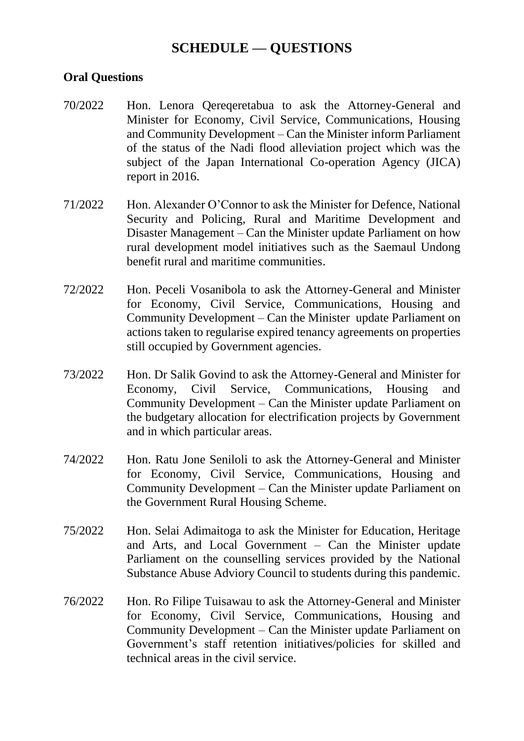# SCHEDULE — QUESTIONS

**Oral Questions**

70/2022 Hon. Lenora Qereqeretabua to ask the Attorney-General and Minister for Economy, Civil Service, Communications, Housing and Community Development – Can the Minister inform Parliament of the status of the Nadi flood alleviation project which was the subject of the Japan International Co-operation Agency (JICA) report in 2016.

71/2022 Hon. Alexander O'Connor to ask the Minister for Defence, National Security and Policing, Rural and Maritime Development and Disaster Management – Can the Minister update Parliament on how rural development model initiatives such as the Saemaul Undong benefit rural and maritime communities.

72/2022 Hon. Peceli Vosanibola to ask the Attorney-General and Minister for Economy, Civil Service, Communications, Housing and Community Development – Can the Minister update Parliament on actions taken to regularise expired tenancy agreements on properties still occupied by Government agencies.

73/2022 Hon. Dr Salik Govind to ask the Attorney-General and Minister for Economy, Civil Service, Communications, Housing and Community Development – Can the Minister update Parliament on the budgetary allocation for electrification projects by Government and in which particular areas.

74/2022 Hon. Ratu Jone Seniloli to ask the Attorney-General and Minister for Economy, Civil Service, Communications, Housing and Community Development – Can the Minister update Parliament on the Government Rural Housing Scheme.

75/2022 Hon. Selai Adimaitoga to ask the Minister for Education, Heritage and Arts, and Local Government – Can the Minister update Parliament on the counselling services provided by the National Substance Abuse Adviory Council to students during this pandemic.

76/2022 Hon. Ro Filipe Tuisawau to ask the Attorney-General and Minister for Economy, Civil Service, Communications, Housing and Community Development – Can the Minister update Parliament on Government's staff retention initiatives/policies for skilled and technical areas in the civil service.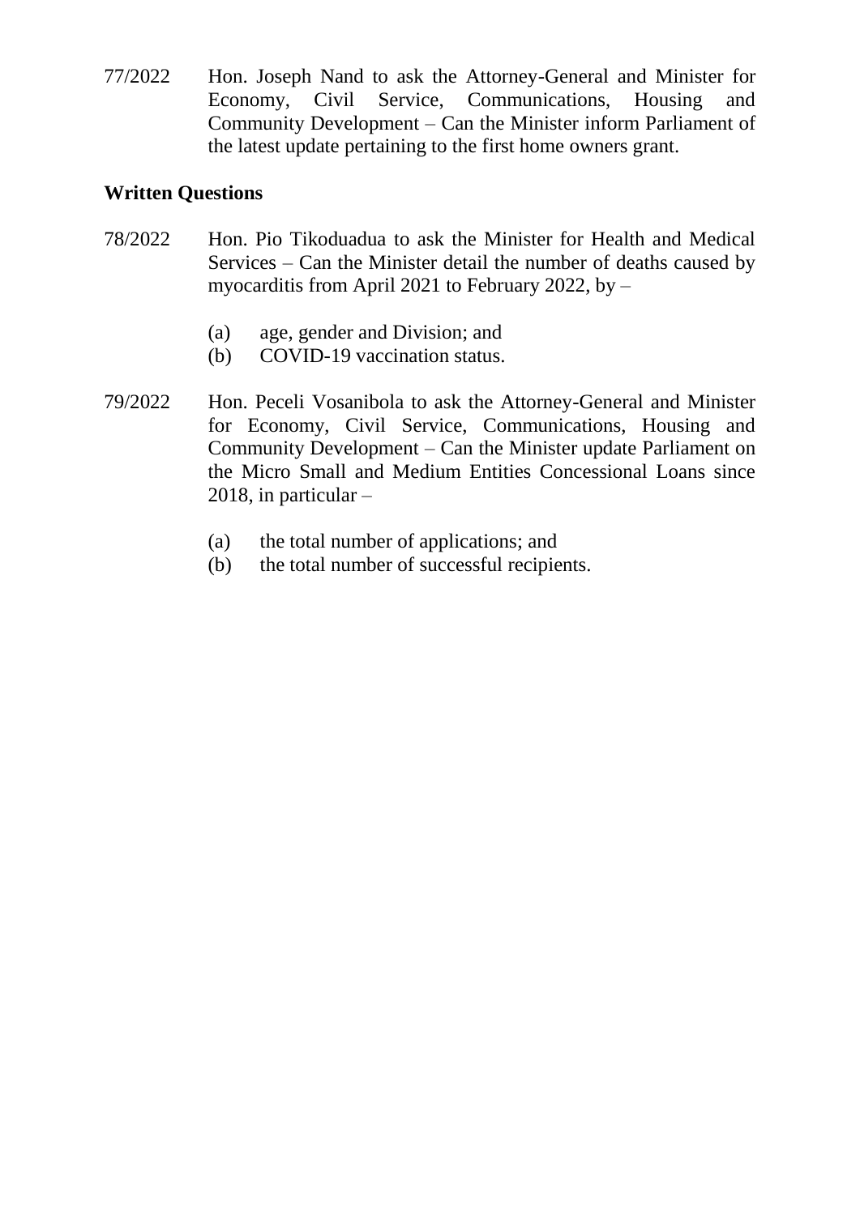77/2022 Hon. Joseph Nand to ask the Attorney-General and Minister for Economy, Civil Service, Communications, Housing and Community Development – Can the Minister inform Parliament of the latest update pertaining to the first home owners grant.

**Written Questions**

78/2022 Hon. Pio Tikoduadua to ask the Minister for Health and Medical Services – Can the Minister detail the number of deaths caused by myocarditis from April 2021 to February 2022, by –

(a) age, gender and Division; and
(b) COVID-19 vaccination status.

79/2022 Hon. Peceli Vosanibola to ask the Attorney-General and Minister for Economy, Civil Service, Communications, Housing and Community Development – Can the Minister update Parliament on the Micro Small and Medium Entities Concessional Loans since 2018, in particular –

(a) the total number of applications; and
(b) the total number of successful recipients.